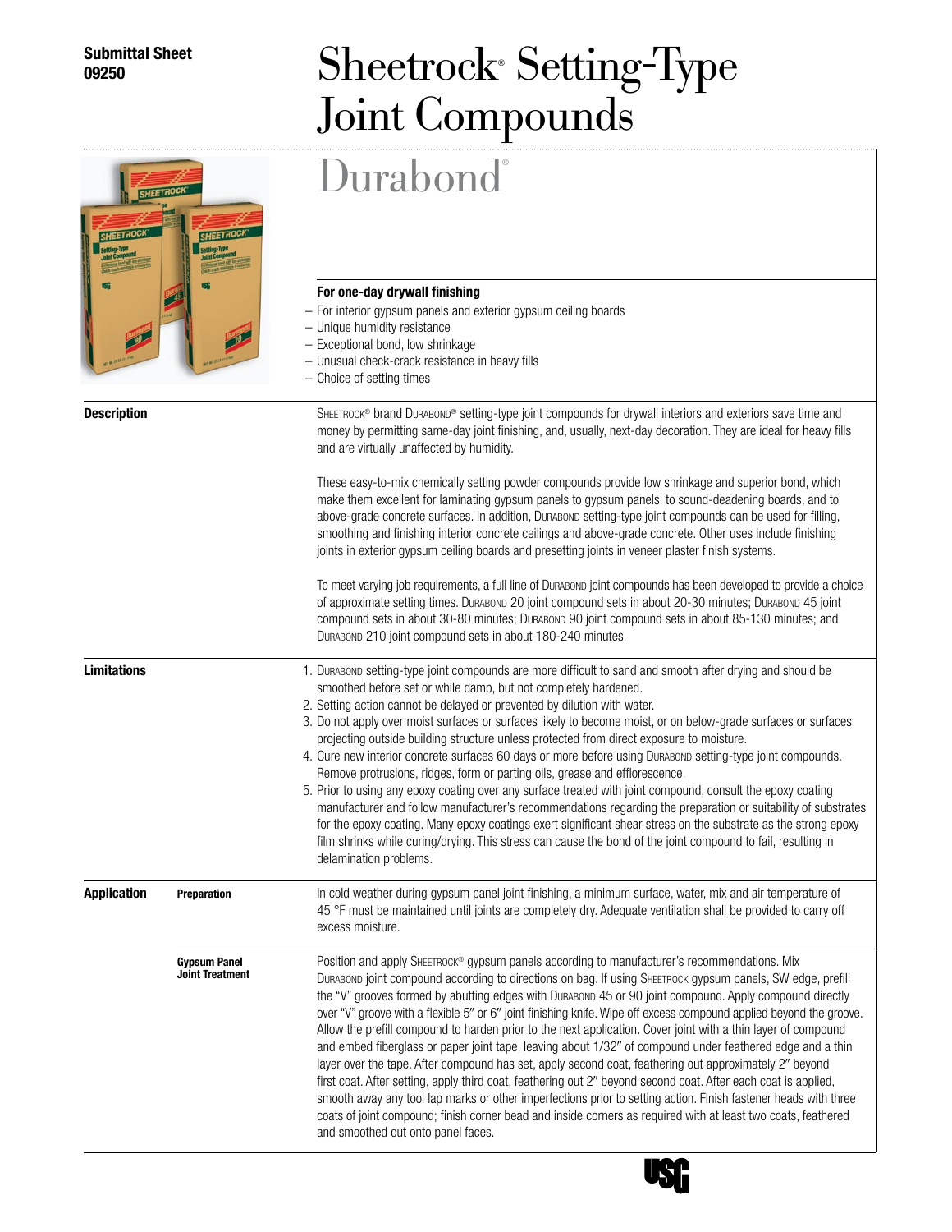**Submittal Sheet**
**09250**

# Sheetrock® Setting-Type Joint Compounds

## Durabond®

**For one-day drywall finishing**

- For interior gypsum panels and exterior gypsum ceiling boards
- Unique humidity resistance
- Exceptional bond, low shrinkage
- Unusual check-crack resistance in heavy fills
- Choice of setting times

### Description

SHEETROCK® brand DURABOND® setting-type joint compounds for drywall interiors and exteriors save time and money by permitting same-day joint finishing, and, usually, next-day decoration. They are ideal for heavy fills and are virtually unaffected by humidity.

These easy-to-mix chemically setting powder compounds provide low shrinkage and superior bond, which make them excellent for laminating gypsum panels to gypsum panels, to sound-deadening boards, and to above-grade concrete surfaces. In addition, DURABOND setting-type joint compounds can be used for filling, smoothing and finishing interior concrete ceilings and above-grade concrete. Other uses include finishing joints in exterior gypsum ceiling boards and presetting joints in veneer plaster finish systems.

To meet varying job requirements, a full line of DURABOND joint compounds has been developed to provide a choice of approximate setting times. DURABOND 20 joint compound sets in about 20-30 minutes; DURABOND 45 joint compound sets in about 30-80 minutes; DURABOND 90 joint compound sets in about 85-130 minutes; and DURABOND 210 joint compound sets in about 180-240 minutes.

### Limitations

1. DURABOND setting-type joint compounds are more difficult to sand and smooth after drying and should be smoothed before set or while damp, but not completely hardened.
2. Setting action cannot be delayed or prevented by dilution with water.
3. Do not apply over moist surfaces or surfaces likely to become moist, or on below-grade surfaces or surfaces projecting outside building structure unless protected from direct exposure to moisture.
4. Cure new interior concrete surfaces 60 days or more before using DURABOND setting-type joint compounds. Remove protrusions, ridges, form or parting oils, grease and efflorescence.
5. Prior to using any epoxy coating over any surface treated with joint compound, consult the epoxy coating manufacturer and follow manufacturer's recommendations regarding the preparation or suitability of substrates for the epoxy coating. Many epoxy coatings exert significant shear stress on the substrate as the strong epoxy film shrinks while curing/drying. This stress can cause the bond of the joint compound to fail, resulting in delamination problems.

### Application

#### Preparation

In cold weather during gypsum panel joint finishing, a minimum surface, water, mix and air temperature of 45 °F must be maintained until joints are completely dry. Adequate ventilation shall be provided to carry off excess moisture.

#### Gypsum Panel Joint Treatment

Position and apply SHEETROCK® gypsum panels according to manufacturer's recommendations. Mix DURABOND joint compound according to directions on bag. If using SHEETROCK gypsum panels, SW edge, prefill the "V" grooves formed by abutting edges with DURABOND 45 or 90 joint compound. Apply compound directly over "V" groove with a flexible 5" or 6" joint finishing knife. Wipe off excess compound applied beyond the groove. Allow the prefill compound to harden prior to the next application. Cover joint with a thin layer of compound and embed fiberglass or paper joint tape, leaving about 1/32" of compound under feathered edge and a thin layer over the tape. After compound has set, apply second coat, feathering out approximately 2" beyond first coat. After setting, apply third coat, feathering out 2" beyond second coat. After each coat is applied, smooth away any tool lap marks or other imperfections prior to setting action. Finish fastener heads with three coats of joint compound; finish corner bead and inside corners as required with at least two coats, feathered and smoothed out onto panel faces.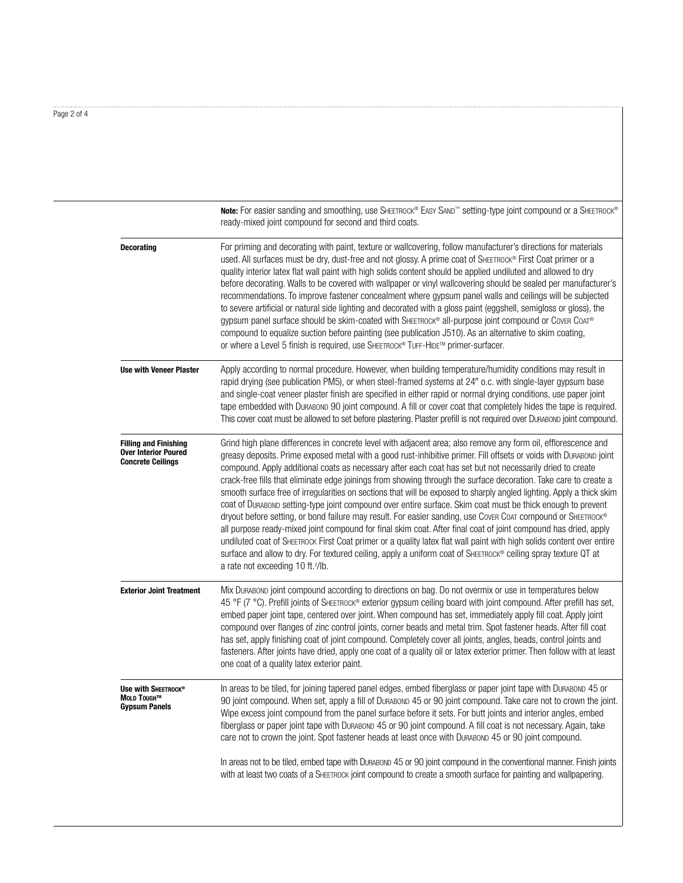**Note:** For easier sanding and smoothing, use SHEETROCK® EASY SAND™ setting-type joint compound or a SHEETROCK® ready-mixed joint compound for second and third coats.

### Decorating

For priming and decorating with paint, texture or wallcovering, follow manufacturer's directions for materials used. All surfaces must be dry, dust-free and not glossy. A prime coat of SHEETROCK® First Coat primer or a quality interior latex flat wall paint with high solids content should be applied undiluted and allowed to dry before decorating. Walls to be covered with wallpaper or vinyl wallcovering should be sealed per manufacturer's recommendations. To improve fastener concealment where gypsum panel walls and ceilings will be subjected to severe artificial or natural side lighting and decorated with a gloss paint (eggshell, semigloss or gloss), the gypsum panel surface should be skim-coated with SHEETROCK® all-purpose joint compound or COVER COAT® compound to equalize suction before painting (see publication J510). As an alternative to skim coating, or where a Level 5 finish is required, use SHEETROCK® TUFF-HIDE™ primer-surfacer.

### Use with Veneer Plaster

Apply according to normal procedure. However, when building temperature/humidity conditions may result in rapid drying (see publication PM5), or when steel-framed systems at 24″ o.c. with single-layer gypsum base and single-coat veneer plaster finish are specified in either rapid or normal drying conditions, use paper joint tape embedded with DURABOND 90 joint compound. A fill or cover coat that completely hides the tape is required. This cover coat must be allowed to set before plastering. Plaster prefill is not required over DURABOND joint compound.

### Filling and Finishing Over Interior Poured Concrete Ceilings

Grind high plane differences in concrete level with adjacent area; also remove any form oil, efflorescence and greasy deposits. Prime exposed metal with a good rust-inhibitive primer. Fill offsets or voids with DURABOND joint compound. Apply additional coats as necessary after each coat has set but not necessarily dried to create crack-free fills that eliminate edge joinings from showing through the surface decoration. Take care to create a smooth surface free of irregularities on sections that will be exposed to sharply angled lighting. Apply a thick skim coat of DURABOND setting-type joint compound over entire surface. Skim coat must be thick enough to prevent dryout before setting, or bond failure may result. For easier sanding, use COVER COAT compound or SHEETROCK® all purpose ready-mixed joint compound for final skim coat. After final coat of joint compound has dried, apply undiluted coat of SHEETROCK First Coat primer or a quality latex flat wall paint with high solids content over entire surface and allow to dry. For textured ceiling, apply a uniform coat of SHEETROCK® ceiling spray texture QT at a rate not exceeding 10 ft.²/lb.

### Exterior Joint Treatment

Mix DURABOND joint compound according to directions on bag. Do not overmix or use in temperatures below 45 °F (7 °C). Prefill joints of SHEETROCK® exterior gypsum ceiling board with joint compound. After prefill has set, embed paper joint tape, centered over joint. When compound has set, immediately apply fill coat. Apply joint compound over flanges of zinc control joints, corner beads and metal trim. Spot fastener heads. After fill coat has set, apply finishing coat of joint compound. Completely cover all joints, angles, beads, control joints and fasteners. After joints have dried, apply one coat of a quality oil or latex exterior primer. Then follow with at least one coat of a quality latex exterior paint.

### Use with SHEETROCK® MOLD TOUGH™ Gypsum Panels

In areas to be tiled, for joining tapered panel edges, embed fiberglass or paper joint tape with DURABOND 45 or 90 joint compound. When set, apply a fill of DURABOND 45 or 90 joint compound. Take care not to crown the joint. Wipe excess joint compound from the panel surface before it sets. For butt joints and interior angles, embed fiberglass or paper joint tape with DURABOND 45 or 90 joint compound. A fill coat is not necessary. Again, take care not to crown the joint. Spot fastener heads at least once with DURABOND 45 or 90 joint compound.

In areas not to be tiled, embed tape with DURABOND 45 or 90 joint compound in the conventional manner. Finish joints with at least two coats of a SHEETROCK joint compound to create a smooth surface for painting and wallpapering.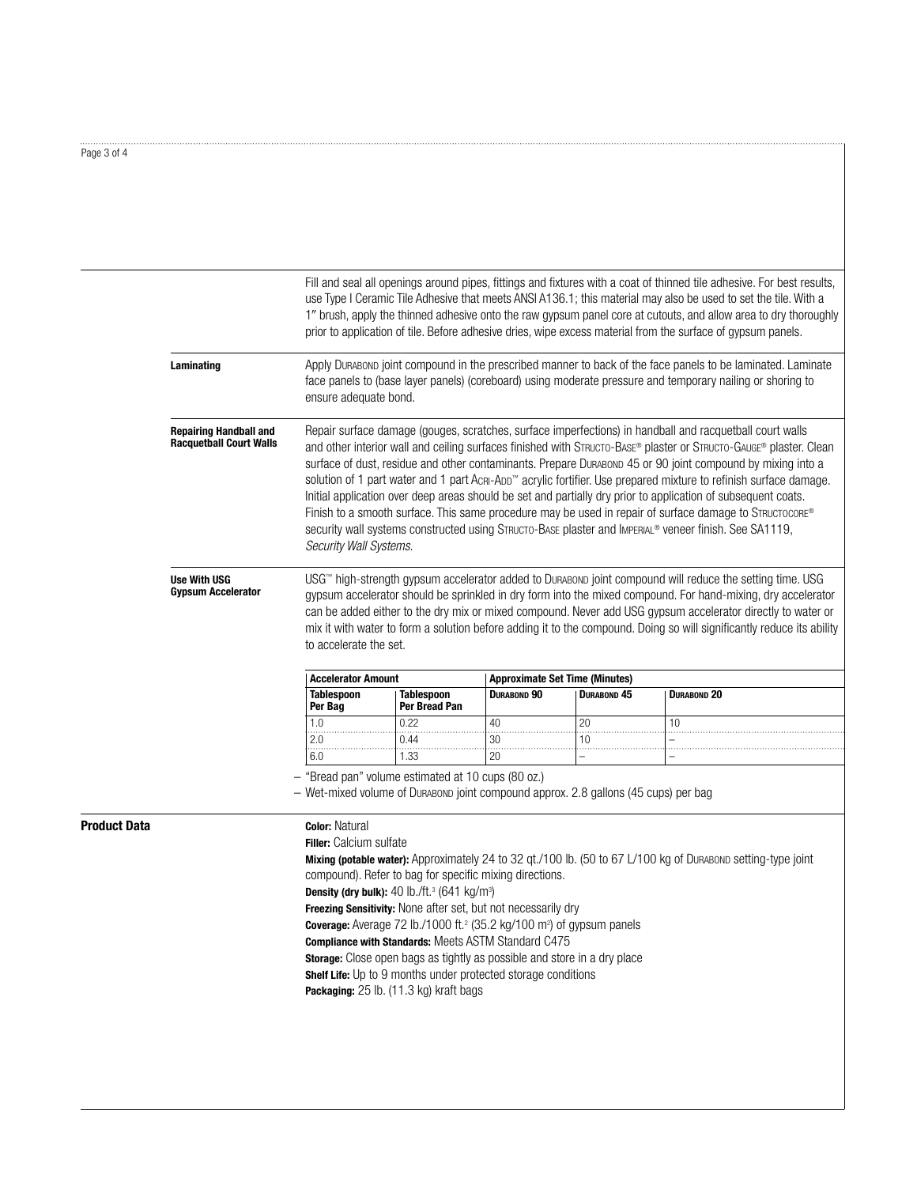Fill and seal all openings around pipes, fittings and fixtures with a coat of thinned tile adhesive. For best results, use Type I Ceramic Tile Adhesive that meets ANSI A136.1; this material may also be used to set the tile. With a 1″ brush, apply the thinned adhesive onto the raw gypsum panel core at cutouts, and allow area to dry thoroughly prior to application of tile. Before adhesive dries, wipe excess material from the surface of gypsum panels.

**Laminating**

Apply Durabond joint compound in the prescribed manner to back of the face panels to be laminated. Laminate face panels to (base layer panels) (coreboard) using moderate pressure and temporary nailing or shoring to ensure adequate bond.

**Repairing Handball and Racquetball Court Walls**

Repair surface damage (gouges, scratches, surface imperfections) in handball and racquetball court walls and other interior wall and ceiling surfaces finished with Structo-Base® plaster or Structo-Gauge® plaster. Clean surface of dust, residue and other contaminants. Prepare Durabond 45 or 90 joint compound by mixing into a solution of 1 part water and 1 part Acri-Add™ acrylic fortifier. Use prepared mixture to refinish surface damage. Initial application over deep areas should be set and partially dry prior to application of subsequent coats. Finish to a smooth surface. This same procedure may be used in repair of surface damage to Structocore® security wall systems constructed using Structo-Base plaster and Imperial® veneer finish. See SA1119, *Security Wall Systems*.

**Use With USG Gypsum Accelerator**

USG™ high-strength gypsum accelerator added to Durabond joint compound will reduce the setting time. USG gypsum accelerator should be sprinkled in dry form into the mixed compound. For hand-mixing, dry accelerator can be added either to the dry mix or mixed compound. Never add USG gypsum accelerator directly to water or mix it with water to form a solution before adding it to the compound. Doing so will significantly reduce its ability to accelerate the set.

| Accelerator Amount | | Approximate Set Time (Minutes) | | |
|---|---|---|---|---|
| Tablespoon Per Bag | Tablespoon Per Bread Pan | Durabond 90 | Durabond 45 | Durabond 20 |
| 1.0 | 0.22 | 40 | 20 | 10 |
| 2.0 | 0.44 | 30 | 10 | – |
| 6.0 | 1.33 | 20 | – | – |

– "Bread pan" volume estimated at 10 cups (80 oz.)
– Wet-mixed volume of Durabond joint compound approx. 2.8 gallons (45 cups) per bag

## Product Data

**Color:** Natural
**Filler:** Calcium sulfate
**Mixing (potable water):** Approximately 24 to 32 qt./100 lb. (50 to 67 L/100 kg of Durabond setting-type joint compound). Refer to bag for specific mixing directions.
**Density (dry bulk):** 40 lb./ft.$^3$ (641 kg/m$^3$)
**Freezing Sensitivity:** None after set, but not necessarily dry
**Coverage:** Average 72 lb./1000 ft.$^2$ (35.2 kg/100 m$^2$) of gypsum panels
**Compliance with Standards:** Meets ASTM Standard C475
**Storage:** Close open bags as tightly as possible and store in a dry place
**Shelf Life:** Up to 9 months under protected storage conditions
**Packaging:** 25 lb. (11.3 kg) kraft bags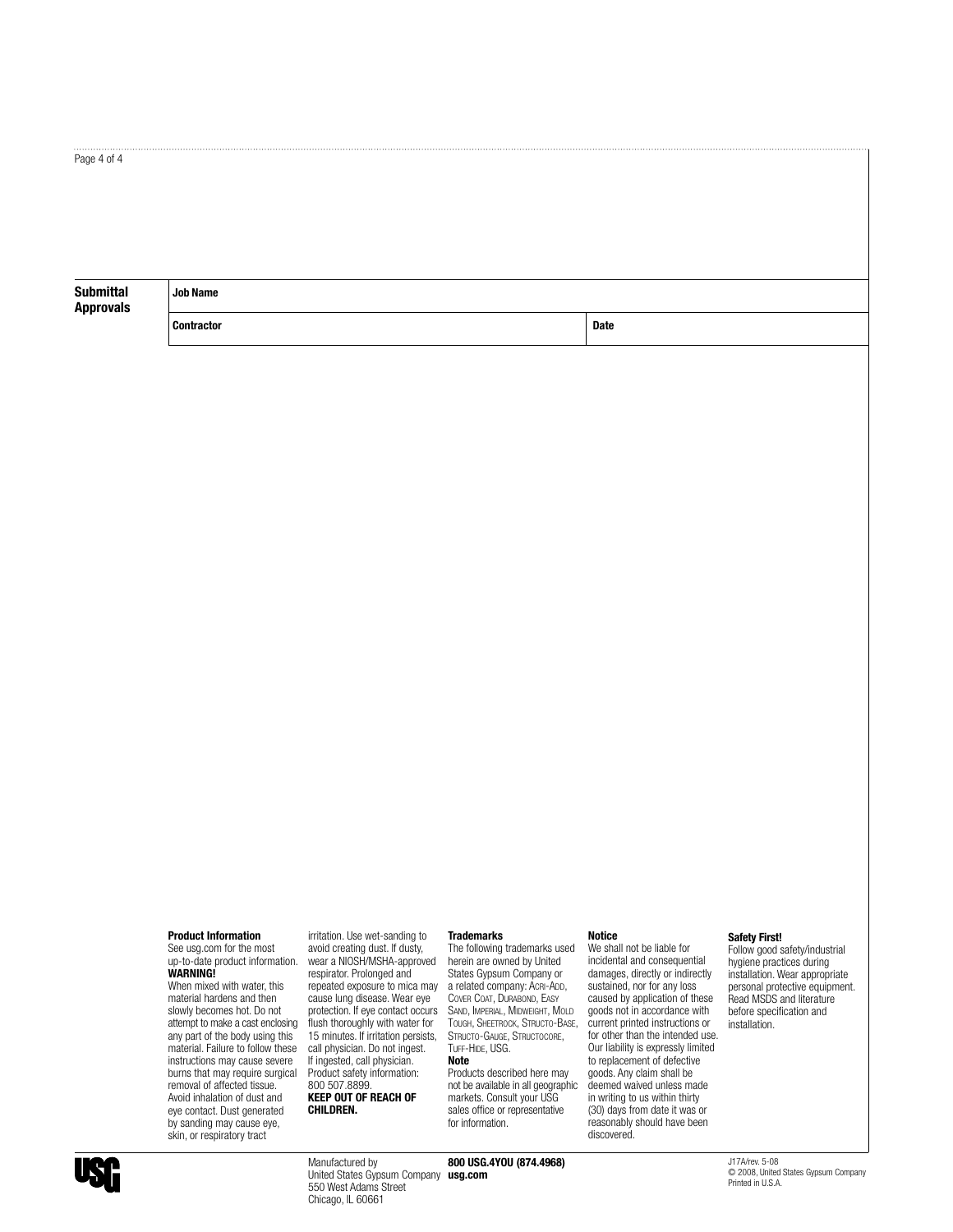## Submittal Approvals

| Job Name | |
|---|---|
| **Contractor** | **Date** |

**Product Information**
See usg.com for the most up-to-date product information.

**WARNING!**
When mixed with water, this material hardens and then slowly becomes hot. Do not attempt to make a cast enclosing any part of the body using this material. Failure to follow these instructions may cause severe burns that may require surgical removal of affected tissue. Avoid inhalation of dust and eye contact. Dust generated by sanding may cause eye, skin, or respiratory tract irritation. Use wet-sanding to avoid creating dust. If dusty, wear a NIOSH/MSHA-approved respirator. Prolonged and repeated exposure to mica may cause lung disease. Wear eye protection. If eye contact occurs flush thoroughly with water for 15 minutes. If irritation persists, call physician. Do not ingest. If ingested, call physician. Product safety information: 800 507.8899.
**KEEP OUT OF REACH OF CHILDREN.**

**Trademarks**
The following trademarks used herein are owned by United States Gypsum Company or a related company: ACRI-ADD, COVER COAT, DURABOND, EASY SAND, IMPERIAL, MIDWEIGHT, MOLD TOUGH, SHEETROCK, STRUCTO-BASE, STRUCTO-GAUGE, STRUCTOCORE, TUFF-HIDE, USG.

**Note**
Products described here may not be available in all geographic markets. Consult your USG sales office or representative for information.

**Notice**
We shall not be liable for incidental and consequential damages, directly or indirectly sustained, nor for any loss caused by application of these goods not in accordance with current printed instructions or for other than the intended use. Our liability is expressly limited to replacement of defective goods. Any claim shall be deemed waived unless made in writing to us within thirty (30) days from date it was or reasonably should have been discovered.

**Safety First!**
Follow good safety/industrial hygiene practices during installation. Wear appropriate personal protective equipment. Read MSDS and literature before specification and installation.

USG

Manufactured by
United States Gypsum Company
550 West Adams Street
Chicago, IL 60661

**800 USG.4YOU (874.4968)**
**usg.com**

J17A/rev. 5-08
© 2008, United States Gypsum Company
Printed in U.S.A.